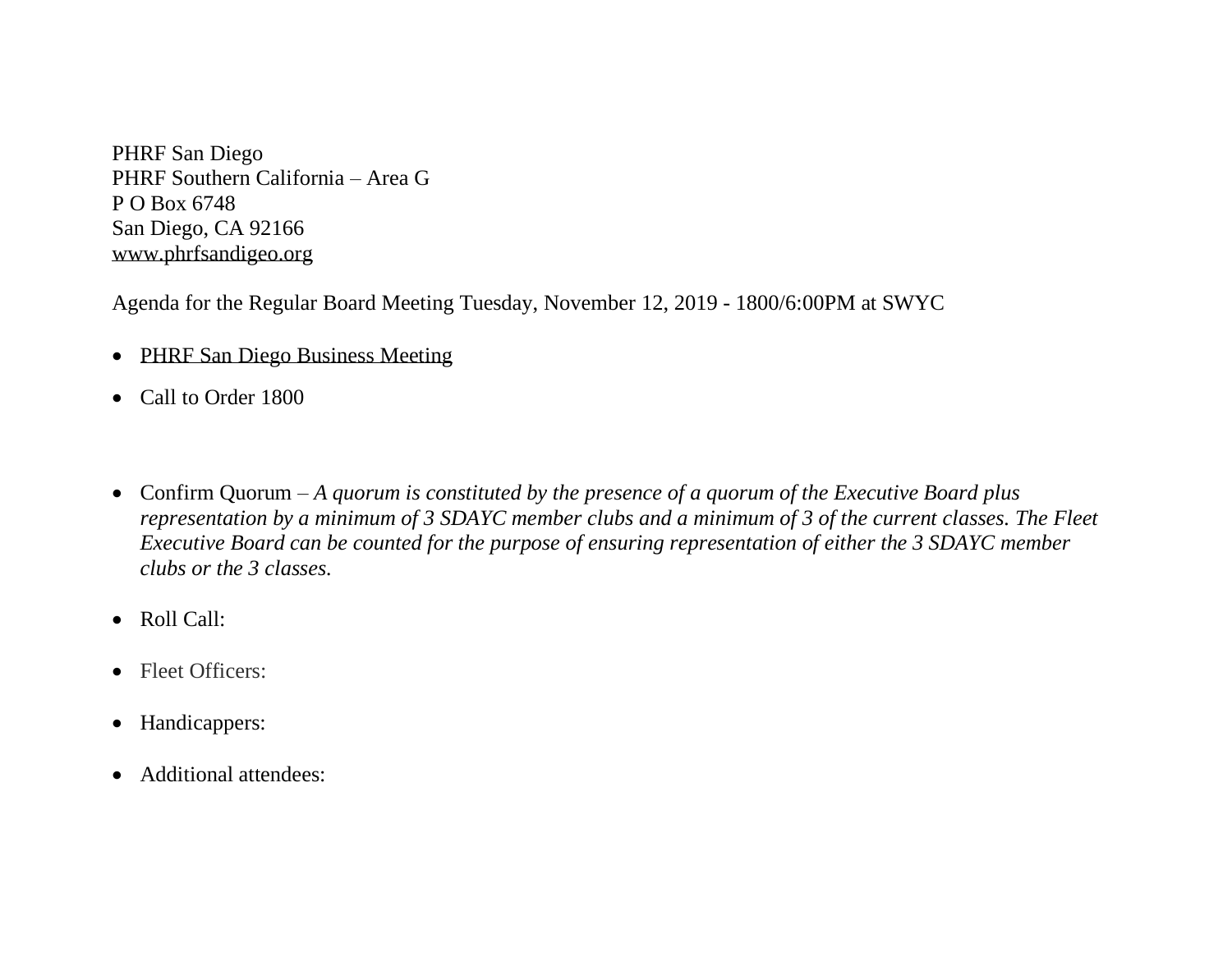PHRF San Diego
PHRF Southern California – Area G
P O Box 6748
San Diego, CA 92166
www.phrfsandigeo.org

Agenda for the Regular Board Meeting Tuesday, November 12, 2019 - 1800/6:00PM at SWYC

- PHRF San Diego Business Meeting
- Call to Order 1800
- Confirm Quorum – *A quorum is constituted by the presence of a quorum of the Executive Board plus representation by a minimum of 3 SDAYC member clubs and a minimum of 3 of the current classes. The Fleet Executive Board can be counted for the purpose of ensuring representation of either the 3 SDAYC member clubs or the 3 classes.*
- Roll Call:
- Fleet Officers:
- Handicappers:
- Additional attendees: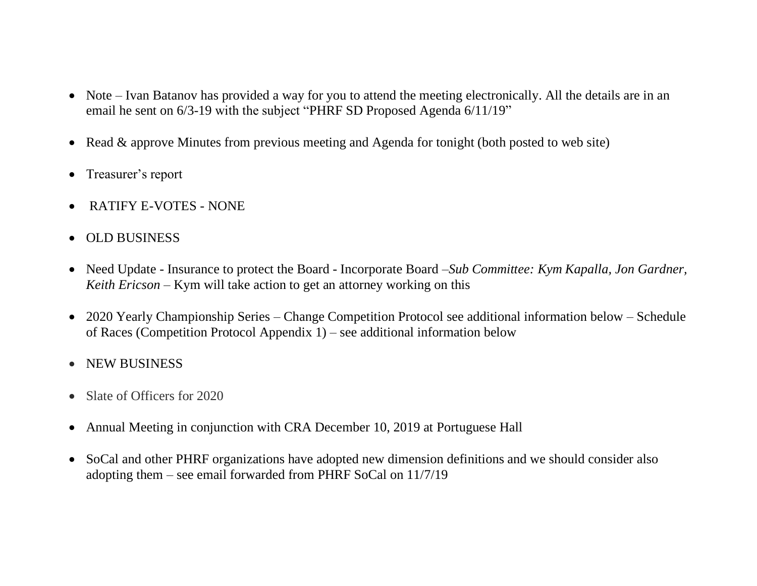- Note – Ivan Batanov has provided a way for you to attend the meeting electronically. All the details are in an email he sent on 6/3-19 with the subject "PHRF SD Proposed Agenda 6/11/19"

- Read & approve Minutes from previous meeting and Agenda for tonight (both posted to web site)

- Treasurer's report

- RATIFY E-VOTES - NONE

- OLD BUSINESS

- Need Update - Insurance to protect the Board - Incorporate Board –*Sub Committee: Kym Kapalla, Jon Gardner, Keith Ericson* – Kym will take action to get an attorney working on this

- 2020 Yearly Championship Series – Change Competition Protocol see additional information below – Schedule of Races (Competition Protocol Appendix 1) – see additional information below

- NEW BUSINESS

- Slate of Officers for 2020

- Annual Meeting in conjunction with CRA December 10, 2019 at Portuguese Hall

- SoCal and other PHRF organizations have adopted new dimension definitions and we should consider also adopting them – see email forwarded from PHRF SoCal on 11/7/19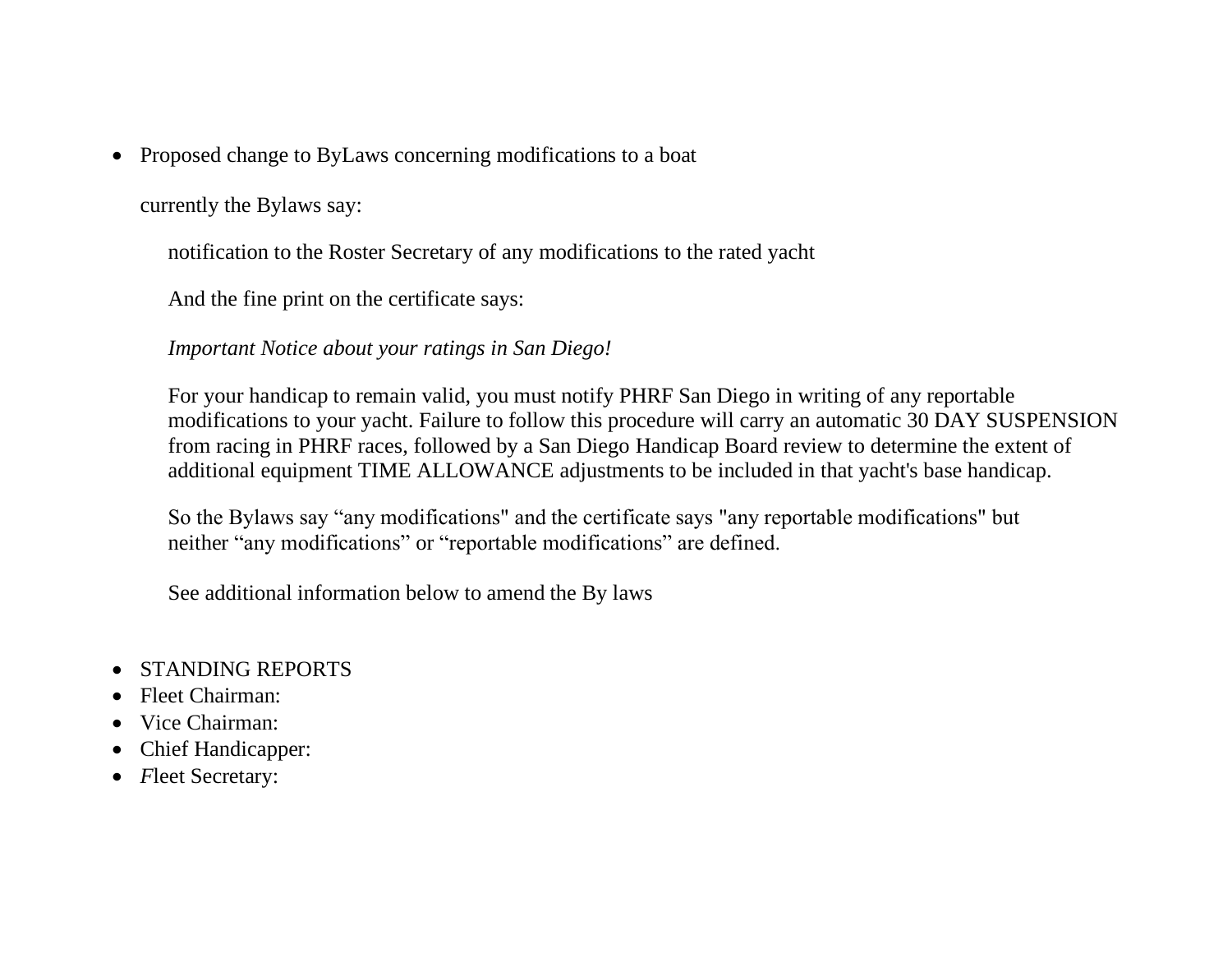- Proposed change to ByLaws concerning modifications to a boat

  currently the Bylaws say:

  > notification to the Roster Secretary of any modifications to the rated yacht
  >
  > And the fine print on the certificate says:
  >
  > *Important Notice about your ratings in San Diego!*
  >
  > For your handicap to remain valid, you must notify PHRF San Diego in writing of any reportable modifications to your yacht. Failure to follow this procedure will carry an automatic 30 DAY SUSPENSION from racing in PHRF races, followed by a San Diego Handicap Board review to determine the extent of additional equipment TIME ALLOWANCE adjustments to be included in that yacht's base handicap.
  >
  > So the Bylaws say "any modifications" and the certificate says "any reportable modifications" but neither "any modifications" or "reportable modifications" are defined.
  >
  > See additional information below to amend the By laws

- STANDING REPORTS
- Fleet Chairman:
- Vice Chairman:
- Chief Handicapper:
- *F*leet Secretary: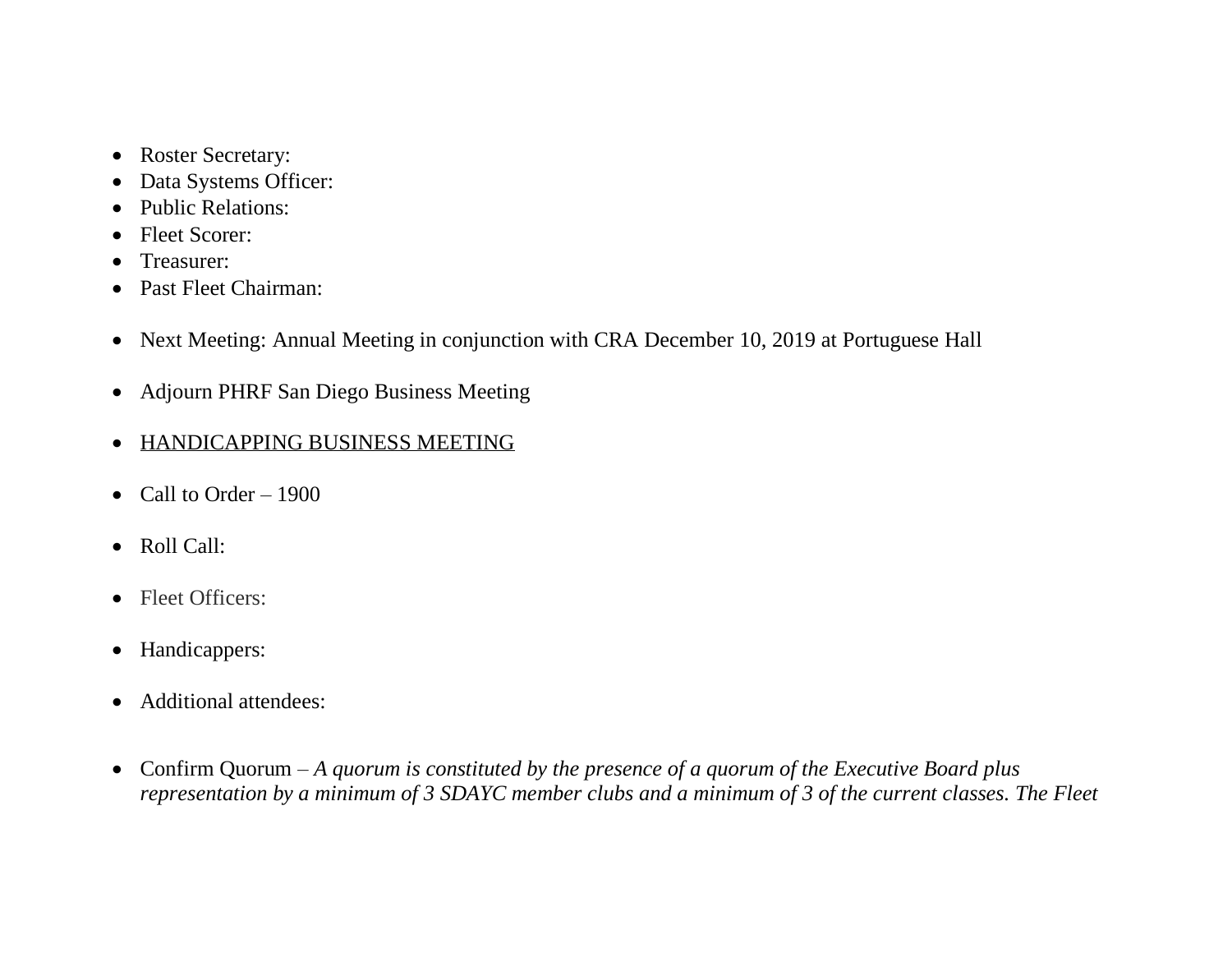- Roster Secretary:
- Data Systems Officer:
- Public Relations:
- Fleet Scorer:
- Treasurer:
- Past Fleet Chairman:

- Next Meeting: Annual Meeting in conjunction with CRA December 10, 2019 at Portuguese Hall

- Adjourn PHRF San Diego Business Meeting

- <u>HANDICAPPING BUSINESS MEETING</u>

- Call to Order – 1900

- Roll Call:

- Fleet Officers:

- Handicappers:

- Additional attendees:

- Confirm Quorum – *A quorum is constituted by the presence of a quorum of the Executive Board plus representation by a minimum of 3 SDAYC member clubs and a minimum of 3 of the current classes. The Fleet*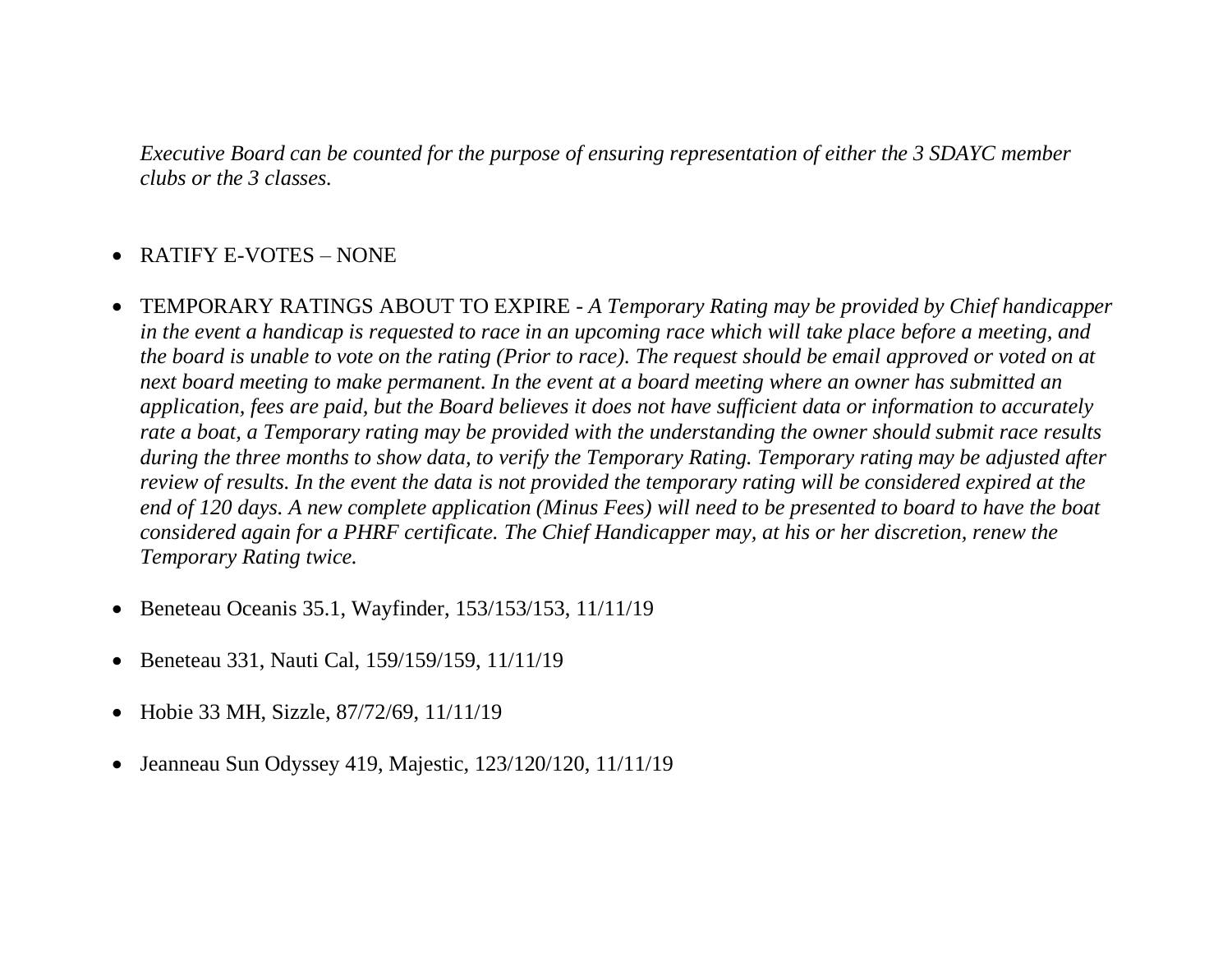*Executive Board can be counted for the purpose of ensuring representation of either the 3 SDAYC member clubs or the 3 classes.*

- RATIFY E-VOTES – NONE

- TEMPORARY RATINGS ABOUT TO EXPIRE - *A Temporary Rating may be provided by Chief handicapper in the event a handicap is requested to race in an upcoming race which will take place before a meeting, and the board is unable to vote on the rating (Prior to race). The request should be email approved or voted on at next board meeting to make permanent. In the event at a board meeting where an owner has submitted an application, fees are paid, but the Board believes it does not have sufficient data or information to accurately rate a boat, a Temporary rating may be provided with the understanding the owner should submit race results during the three months to show data, to verify the Temporary Rating. Temporary rating may be adjusted after review of results. In the event the data is not provided the temporary rating will be considered expired at the end of 120 days. A new complete application (Minus Fees) will need to be presented to board to have the boat considered again for a PHRF certificate. The Chief Handicapper may, at his or her discretion, renew the Temporary Rating twice.*

- Beneteau Oceanis 35.1, Wayfinder, 153/153/153, 11/11/19

- Beneteau 331, Nauti Cal, 159/159/159, 11/11/19

- Hobie 33 MH, Sizzle, 87/72/69, 11/11/19

- Jeanneau Sun Odyssey 419, Majestic, 123/120/120, 11/11/19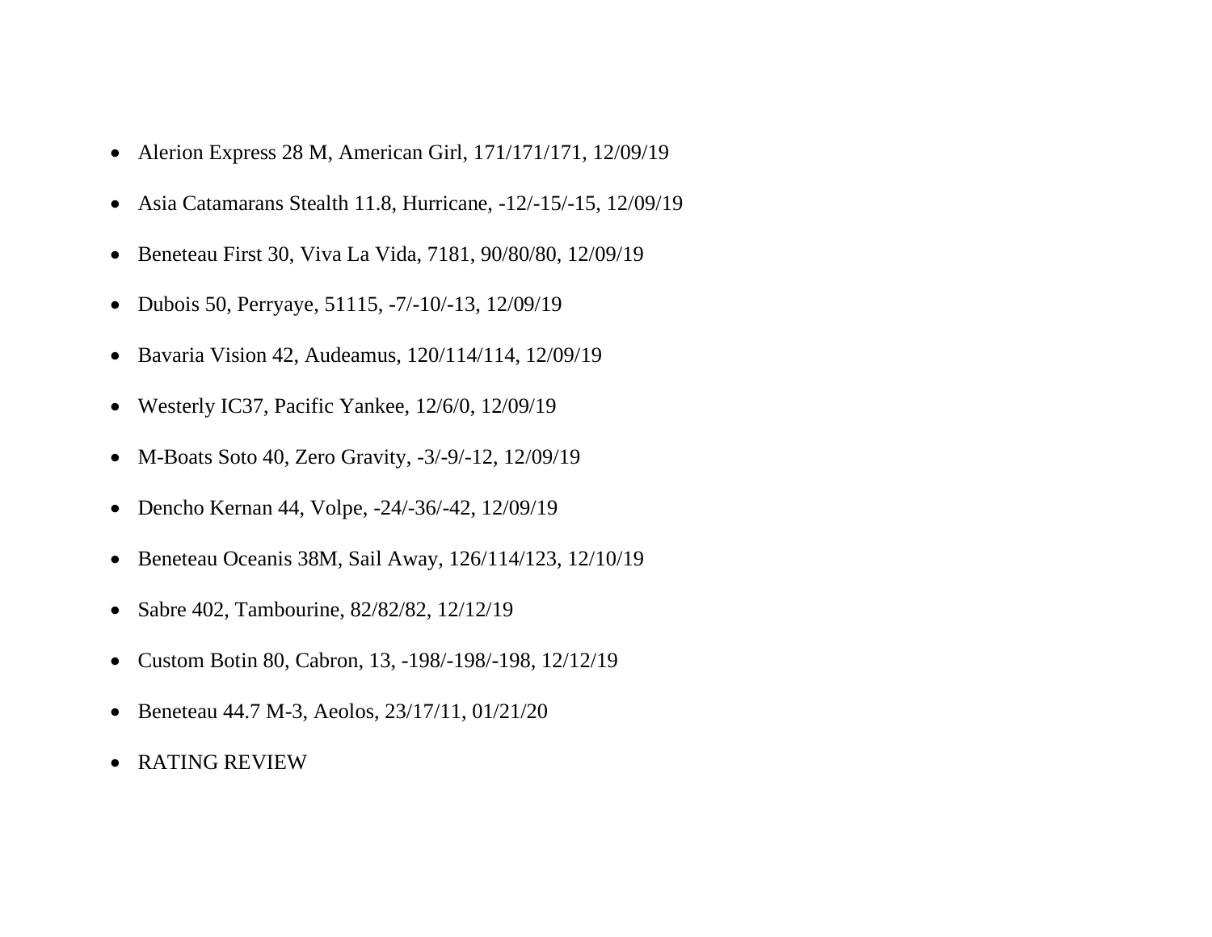- Alerion Express 28 M, American Girl, 171/171/171, 12/09/19
- Asia Catamarans Stealth 11.8, Hurricane, -12/-15/-15, 12/09/19
- Beneteau First 30, Viva La Vida, 7181, 90/80/80, 12/09/19
- Dubois 50, Perryaye, 51115, -7/-10/-13, 12/09/19
- Bavaria Vision 42, Audeamus, 120/114/114, 12/09/19
- Westerly IC37, Pacific Yankee, 12/6/0, 12/09/19
- M-Boats Soto 40, Zero Gravity, -3/-9/-12, 12/09/19
- Dencho Kernan 44, Volpe, -24/-36/-42, 12/09/19
- Beneteau Oceanis 38M, Sail Away, 126/114/123, 12/10/19
- Sabre 402, Tambourine, 82/82/82, 12/12/19
- Custom Botin 80, Cabron, 13, -198/-198/-198, 12/12/19
- Beneteau 44.7 M-3, Aeolos, 23/17/11, 01/21/20
- RATING REVIEW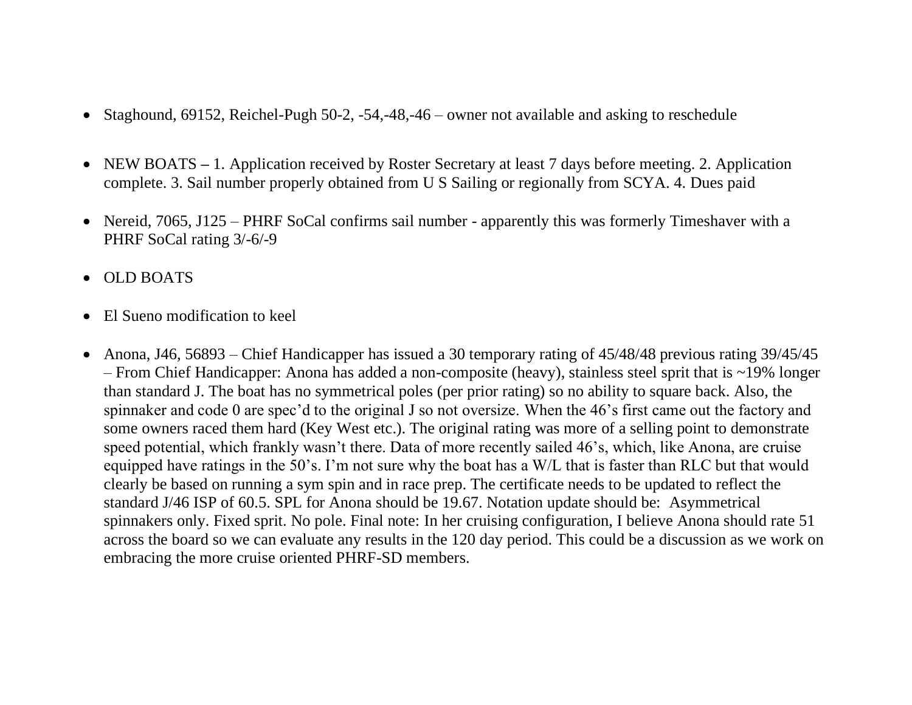- Staghound, 69152, Reichel-Pugh 50-2, -54,-48,-46 – owner not available and asking to reschedule

- NEW BOATS **–** 1. Application received by Roster Secretary at least 7 days before meeting. 2. Application complete. 3. Sail number properly obtained from U S Sailing or regionally from SCYA. 4. Dues paid

- Nereid, 7065, J125 – PHRF SoCal confirms sail number - apparently this was formerly Timeshaver with a PHRF SoCal rating 3/-6/-9

- OLD BOATS

- El Sueno modification to keel

- Anona, J46, 56893 – Chief Handicapper has issued a 30 temporary rating of 45/48/48 previous rating 39/45/45 – From Chief Handicapper: Anona has added a non-composite (heavy), stainless steel sprit that is ~19% longer than standard J. The boat has no symmetrical poles (per prior rating) so no ability to square back. Also, the spinnaker and code 0 are spec'd to the original J so not oversize. When the 46's first came out the factory and some owners raced them hard (Key West etc.). The original rating was more of a selling point to demonstrate speed potential, which frankly wasn't there. Data of more recently sailed 46's, which, like Anona, are cruise equipped have ratings in the 50's. I'm not sure why the boat has a W/L that is faster than RLC but that would clearly be based on running a sym spin and in race prep. The certificate needs to be updated to reflect the standard J/46 ISP of 60.5. SPL for Anona should be 19.67. Notation update should be: Asymmetrical spinnakers only. Fixed sprit. No pole. Final note: In her cruising configuration, I believe Anona should rate 51 across the board so we can evaluate any results in the 120 day period. This could be a discussion as we work on embracing the more cruise oriented PHRF-SD members.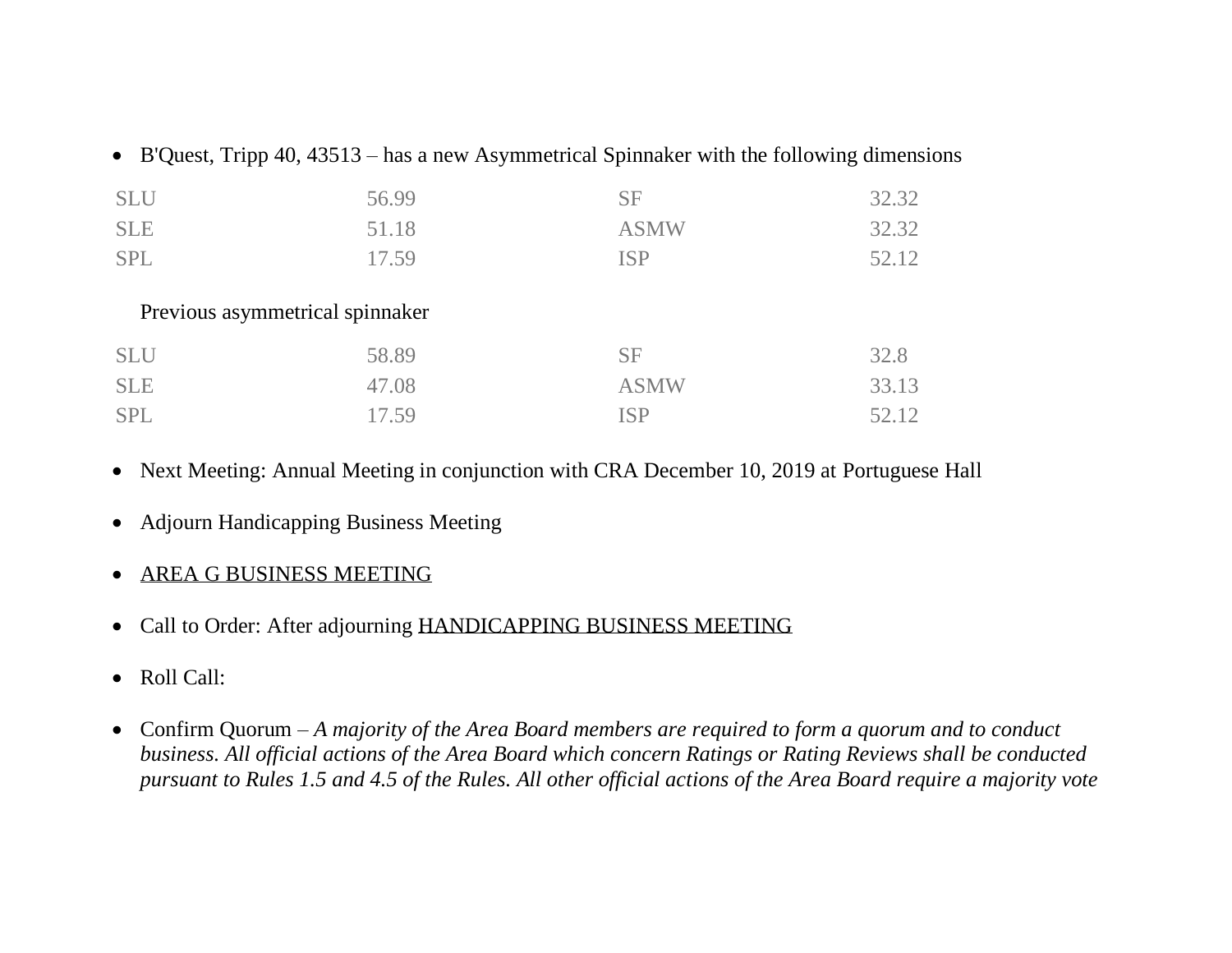- B'Quest, Tripp 40, 43513 – has a new Asymmetrical Spinnaker with the following dimensions

| | | | |
|---|---|---|---|
| SLU | 56.99 | SF | 32.32 |
| SLE | 51.18 | ASMW | 32.32 |
| SPL | 17.59 | ISP | 52.12 |

Previous asymmetrical spinnaker

| | | | |
|---|---|---|---|
| SLU | 58.89 | SF | 32.8 |
| SLE | 47.08 | ASMW | 33.13 |
| SPL | 17.59 | ISP | 52.12 |

- Next Meeting: Annual Meeting in conjunction with CRA December 10, 2019 at Portuguese Hall
- Adjourn Handicapping Business Meeting
- <u>AREA G BUSINESS MEETING</u>
- Call to Order: After adjourning <u>HANDICAPPING BUSINESS MEETING</u>
- Roll Call:
- Confirm Quorum – *A majority of the Area Board members are required to form a quorum and to conduct business. All official actions of the Area Board which concern Ratings or Rating Reviews shall be conducted pursuant to Rules 1.5 and 4.5 of the Rules. All other official actions of the Area Board require a majority vote*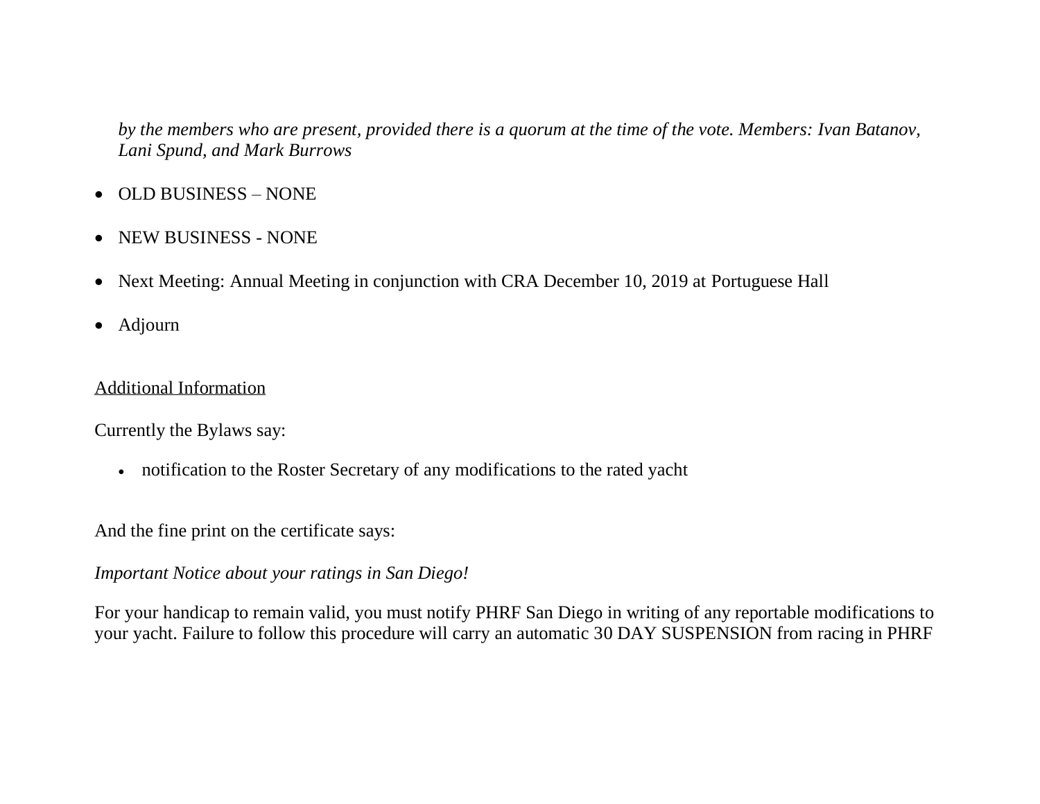*by the members who are present, provided there is a quorum at the time of the vote. Members: Ivan Batanov, Lani Spund, and Mark Burrows*

- OLD BUSINESS – NONE
- NEW BUSINESS - NONE
- Next Meeting: Annual Meeting in conjunction with CRA December 10, 2019 at Portuguese Hall
- Adjourn

<u>Additional Information</u>

Currently the Bylaws say:

- notification to the Roster Secretary of any modifications to the rated yacht

And the fine print on the certificate says:

*Important Notice about your ratings in San Diego!*

For your handicap to remain valid, you must notify PHRF San Diego in writing of any reportable modifications to your yacht. Failure to follow this procedure will carry an automatic 30 DAY SUSPENSION from racing in PHRF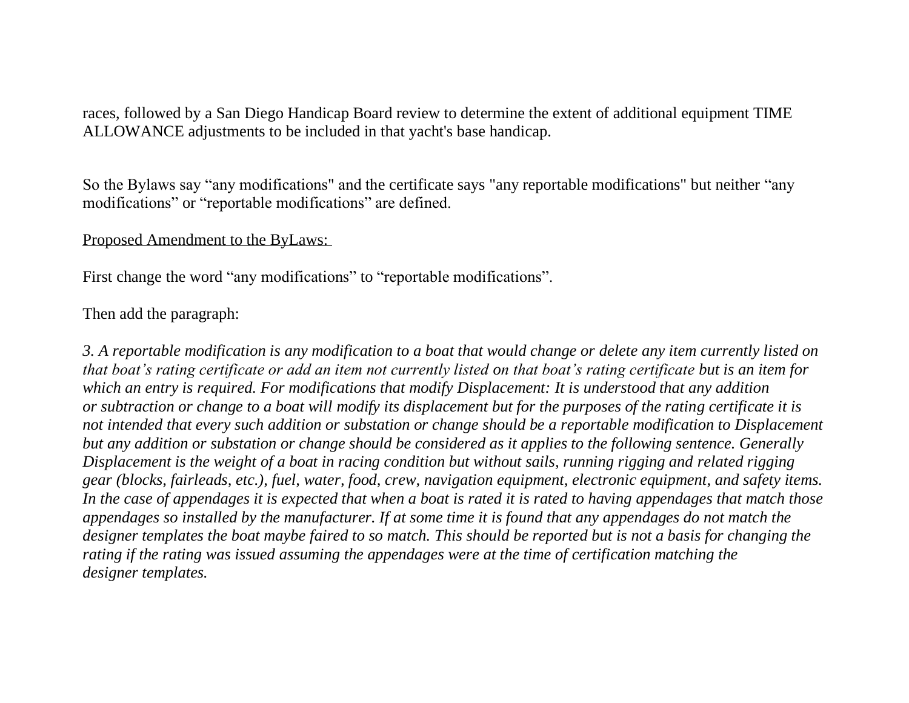races, followed by a San Diego Handicap Board review to determine the extent of additional equipment TIME ALLOWANCE adjustments to be included in that yacht's base handicap.

So the Bylaws say "any modifications" and the certificate says "any reportable modifications" but neither "any modifications" or "reportable modifications" are defined.

<u>Proposed Amendment to the ByLaws:</u>

First change the word "any modifications" to "reportable modifications".

Then add the paragraph:

*3. A reportable modification is any modification to a boat that would change or delete any item currently listed on that boat's rating certificate or add an item not currently listed on that boat's rating certificate but is an item for which an entry is required. For modifications that modify Displacement: It is understood that any addition or subtraction or change to a boat will modify its displacement but for the purposes of the rating certificate it is not intended that every such addition or substation or change should be a reportable modification to Displacement but any addition or substation or change should be considered as it applies to the following sentence. Generally Displacement is the weight of a boat in racing condition but without sails, running rigging and related rigging gear (blocks, fairleads, etc.), fuel, water, food, crew, navigation equipment, electronic equipment, and safety items. In the case of appendages it is expected that when a boat is rated it is rated to having appendages that match those appendages so installed by the manufacturer. If at some time it is found that any appendages do not match the designer templates the boat maybe faired to so match. This should be reported but is not a basis for changing the rating if the rating was issued assuming the appendages were at the time of certification matching the designer templates.*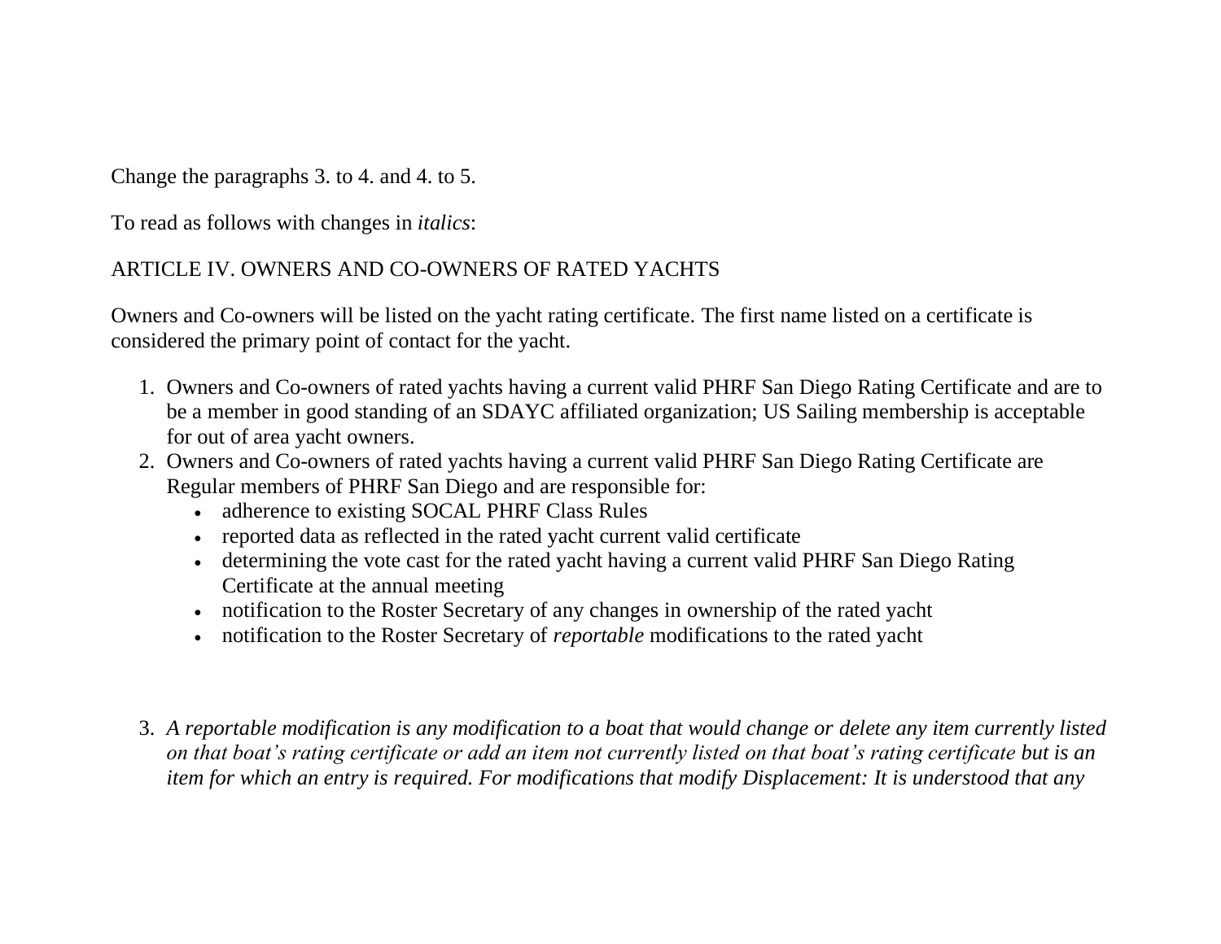Change the paragraphs 3. to 4. and 4. to 5.

To read as follows with changes in *italics*:

ARTICLE IV. OWNERS AND CO-OWNERS OF RATED YACHTS

Owners and Co-owners will be listed on the yacht rating certificate. The first name listed on a certificate is considered the primary point of contact for the yacht.

1. Owners and Co-owners of rated yachts having a current valid PHRF San Diego Rating Certificate and are to be a member in good standing of an SDAYC affiliated organization; US Sailing membership is acceptable for out of area yacht owners.
2. Owners and Co-owners of rated yachts having a current valid PHRF San Diego Rating Certificate are Regular members of PHRF San Diego and are responsible for:
   - adherence to existing SOCAL PHRF Class Rules
   - reported data as reflected in the rated yacht current valid certificate
   - determining the vote cast for the rated yacht having a current valid PHRF San Diego Rating Certificate at the annual meeting
   - notification to the Roster Secretary of any changes in ownership of the rated yacht
   - notification to the Roster Secretary of *reportable* modifications to the rated yacht

3. *A reportable modification is any modification to a boat that would change or delete any item currently listed on that boat's rating certificate or add an item not currently listed on that boat's rating certificate* but is an *item for which an entry is required. For modifications that modify Displacement: It is understood that any*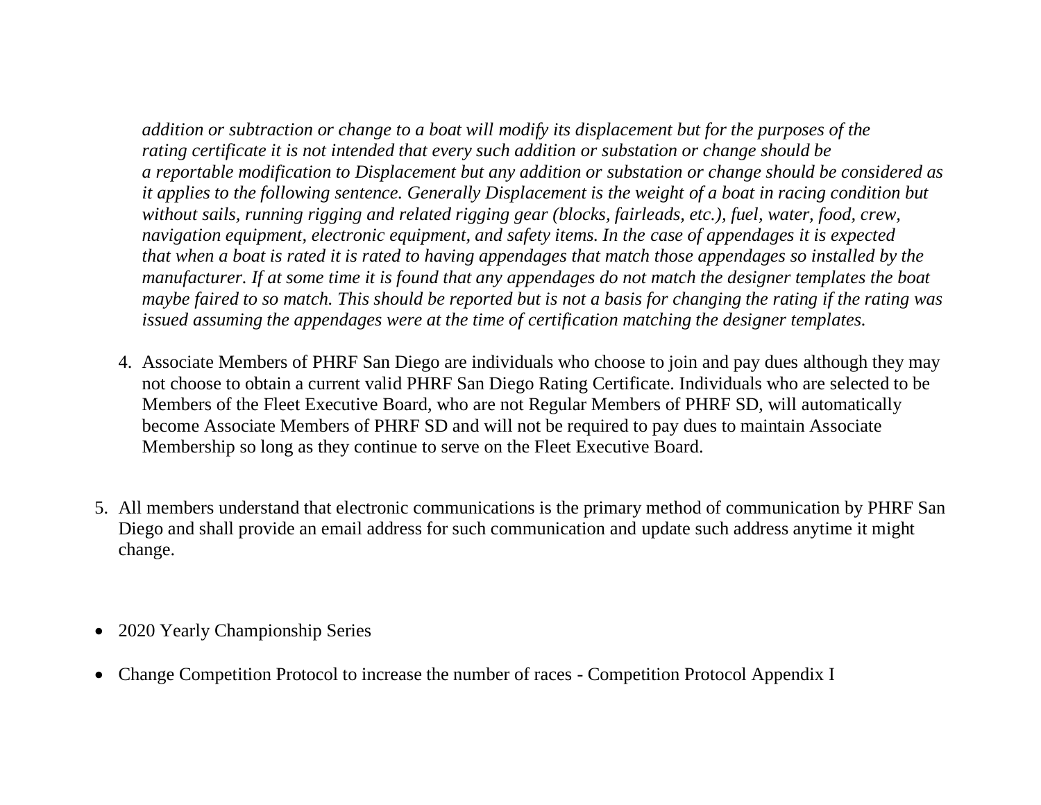*addition or subtraction or change to a boat will modify its displacement but for the purposes of the rating certificate it is not intended that every such addition or substation or change should be a reportable modification to Displacement but any addition or substation or change should be considered as it applies to the following sentence. Generally Displacement is the weight of a boat in racing condition but without sails, running rigging and related rigging gear (blocks, fairleads, etc.), fuel, water, food, crew, navigation equipment, electronic equipment, and safety items. In the case of appendages it is expected that when a boat is rated it is rated to having appendages that match those appendages so installed by the manufacturer. If at some time it is found that any appendages do not match the designer templates the boat maybe faired to so match. This should be reported but is not a basis for changing the rating if the rating was issued assuming the appendages were at the time of certification matching the designer templates.*

4. Associate Members of PHRF San Diego are individuals who choose to join and pay dues although they may not choose to obtain a current valid PHRF San Diego Rating Certificate. Individuals who are selected to be Members of the Fleet Executive Board, who are not Regular Members of PHRF SD, will automatically become Associate Members of PHRF SD and will not be required to pay dues to maintain Associate Membership so long as they continue to serve on the Fleet Executive Board.

5. All members understand that electronic communications is the primary method of communication by PHRF San Diego and shall provide an email address for such communication and update such address anytime it might change.

- 2020 Yearly Championship Series

- Change Competition Protocol to increase the number of races - Competition Protocol Appendix I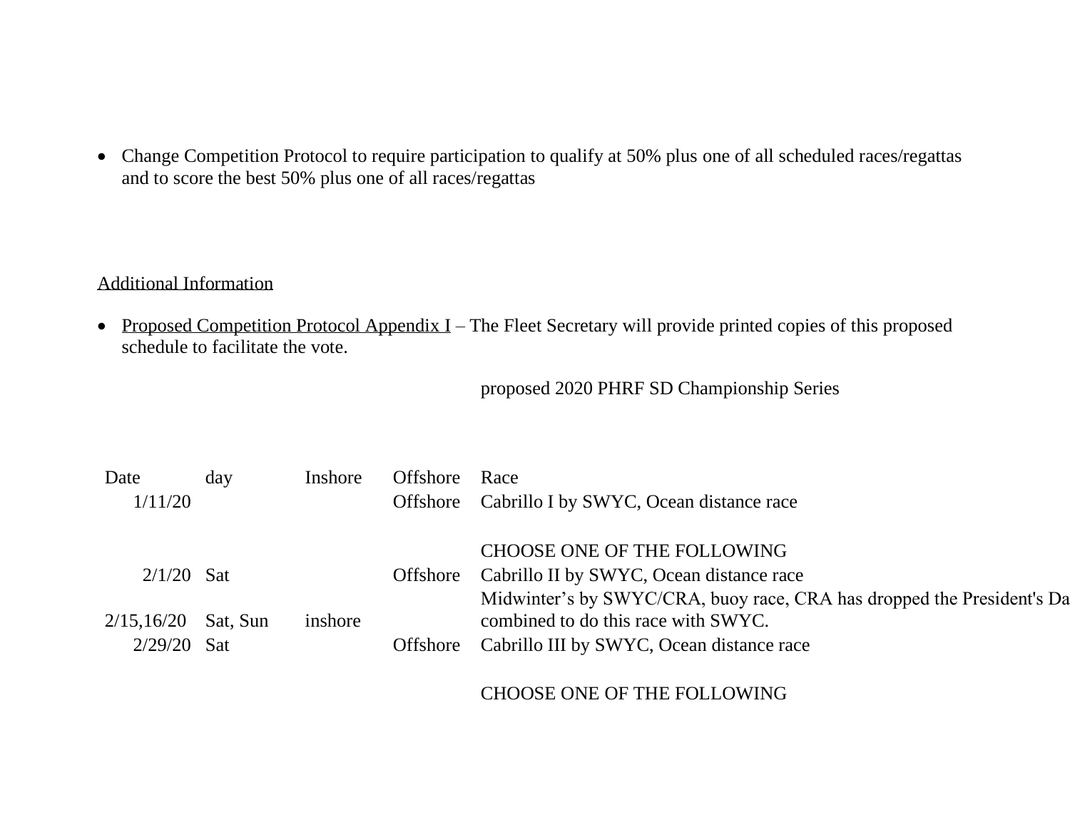- Change Competition Protocol to require participation to qualify at 50% plus one of all scheduled races/regattas and to score the best 50% plus one of all races/regattas

Additional Information

- Proposed Competition Protocol Appendix I – The Fleet Secretary will provide printed copies of this proposed schedule to facilitate the vote.

proposed 2020 PHRF SD Championship Series

| Date | day | Inshore | Offshore | Race |
|---|---|---|---|---|
| 1/11/20 | | | Offshore | Cabrillo I by SWYC, Ocean distance race |
| | | | | CHOOSE ONE OF THE FOLLOWING |
| 2/1/20 | Sat | | Offshore | Cabrillo II by SWYC, Ocean distance race |
| 2/15,16/20 | Sat, Sun | inshore | | Midwinter’s by SWYC/CRA, buoy race, CRA has dropped the President's Da combined to do this race with SWYC. |
| 2/29/20 | Sat | | Offshore | Cabrillo III by SWYC, Ocean distance race |
| | | | | CHOOSE ONE OF THE FOLLOWING |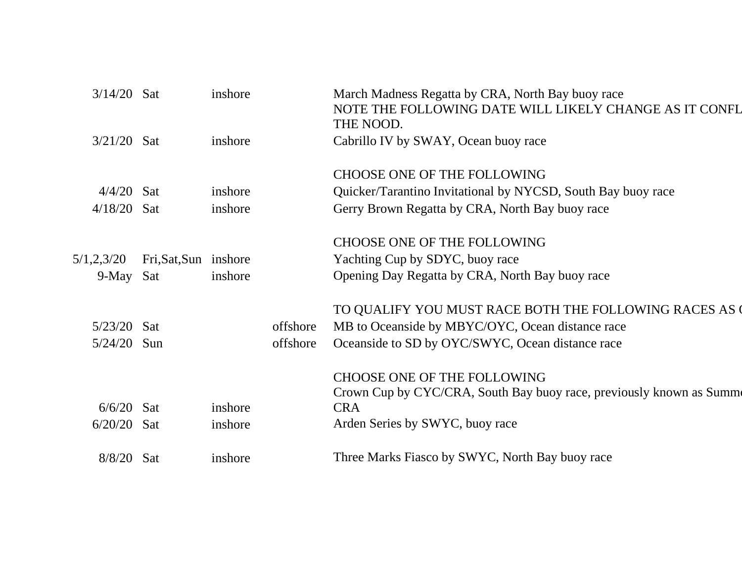| | | | | |
|---|---|---|---|---|
| 3/14/20 | Sat | inshore | | March Madness Regatta by CRA, North Bay buoy race |
| | | | | NOTE THE FOLLOWING DATE WILL LIKELY CHANGE AS IT CONFL THE NOOD. |
| 3/21/20 | Sat | inshore | | Cabrillo IV by SWAY, Ocean buoy race |
| | | | | |
| | | | | CHOOSE ONE OF THE FOLLOWING |
| 4/4/20 | Sat | inshore | | Quicker/Tarantino Invitational by NYCSD, South Bay buoy race |
| 4/18/20 | Sat | inshore | | Gerry Brown Regatta by CRA, North Bay buoy race |
| | | | | |
| | | | | CHOOSE ONE OF THE FOLLOWING |
| 5/1,2,3/20 | Fri,Sat,Sun | inshore | | Yachting Cup by SDYC, buoy race |
| 9-May | Sat | inshore | | Opening Day Regatta by CRA, North Bay buoy race |
| | | | | |
| | | | | TO QUALIFY YOU MUST RACE BOTH THE FOLLOWING RACES AS ( |
| 5/23/20 | Sat | | offshore | MB to Oceanside by MBYC/OYC, Ocean distance race |
| 5/24/20 | Sun | | offshore | Oceanside to SD by OYC/SWYC, Ocean distance race |
| | | | | |
| | | | | CHOOSE ONE OF THE FOLLOWING |
| 6/6/20 | Sat | inshore | | Crown Cup by CYC/CRA, South Bay buoy race, previously known as Summ CRA |
| 6/20/20 | Sat | inshore | | Arden Series by SWYC, buoy race |
| | | | | |
| 8/8/20 | Sat | inshore | | Three Marks Fiasco by SWYC, North Bay buoy race |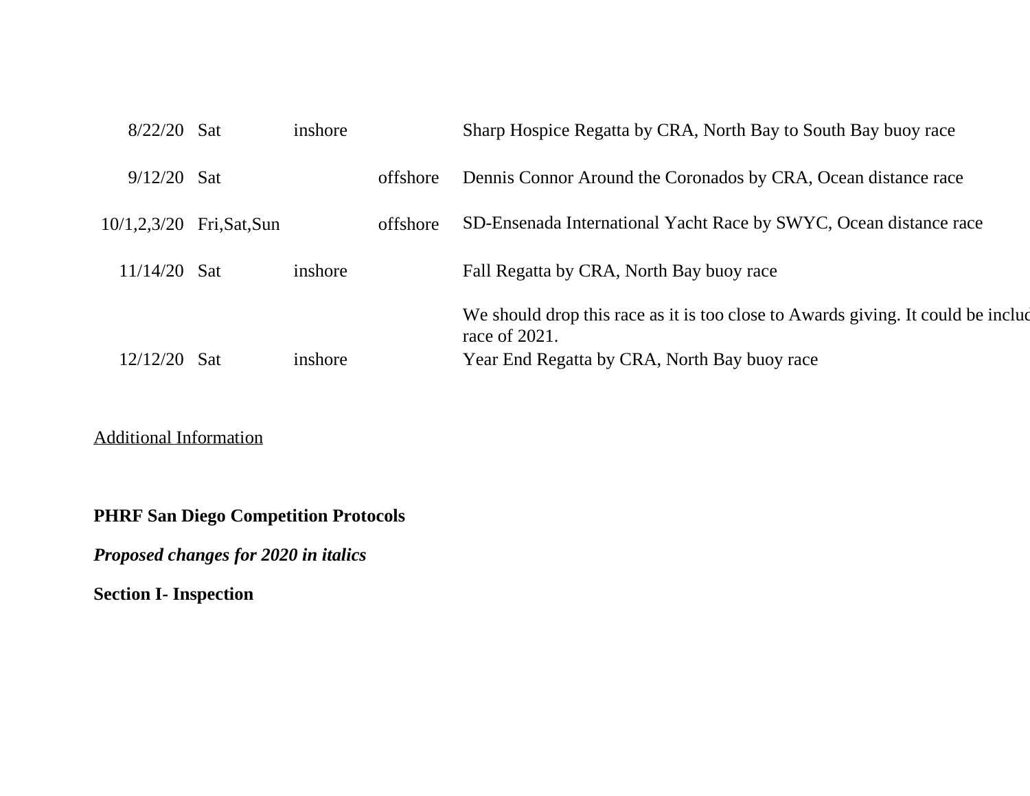| | | | | |
|---|---|---|---|---|
| 8/22/20 | Sat | inshore | | Sharp Hospice Regatta by CRA, North Bay to South Bay buoy race |
| 9/12/20 | Sat | | offshore | Dennis Connor Around the Coronados by CRA, Ocean distance race |
| 10/1,2,3/20 | Fri,Sat,Sun | | offshore | SD-Ensenada International Yacht Race by SWYC, Ocean distance race |
| 11/14/20 | Sat | inshore | | Fall Regatta by CRA, North Bay buoy race |
| 12/12/20 | Sat | inshore | | We should drop this race as it is too close to Awards giving. It could be includ race of 2021. Year End Regatta by CRA, North Bay buoy race |

<u>Additional Information</u>

**PHRF San Diego Competition Protocols**

***Proposed changes for 2020 in italics***

**Section I- Inspection**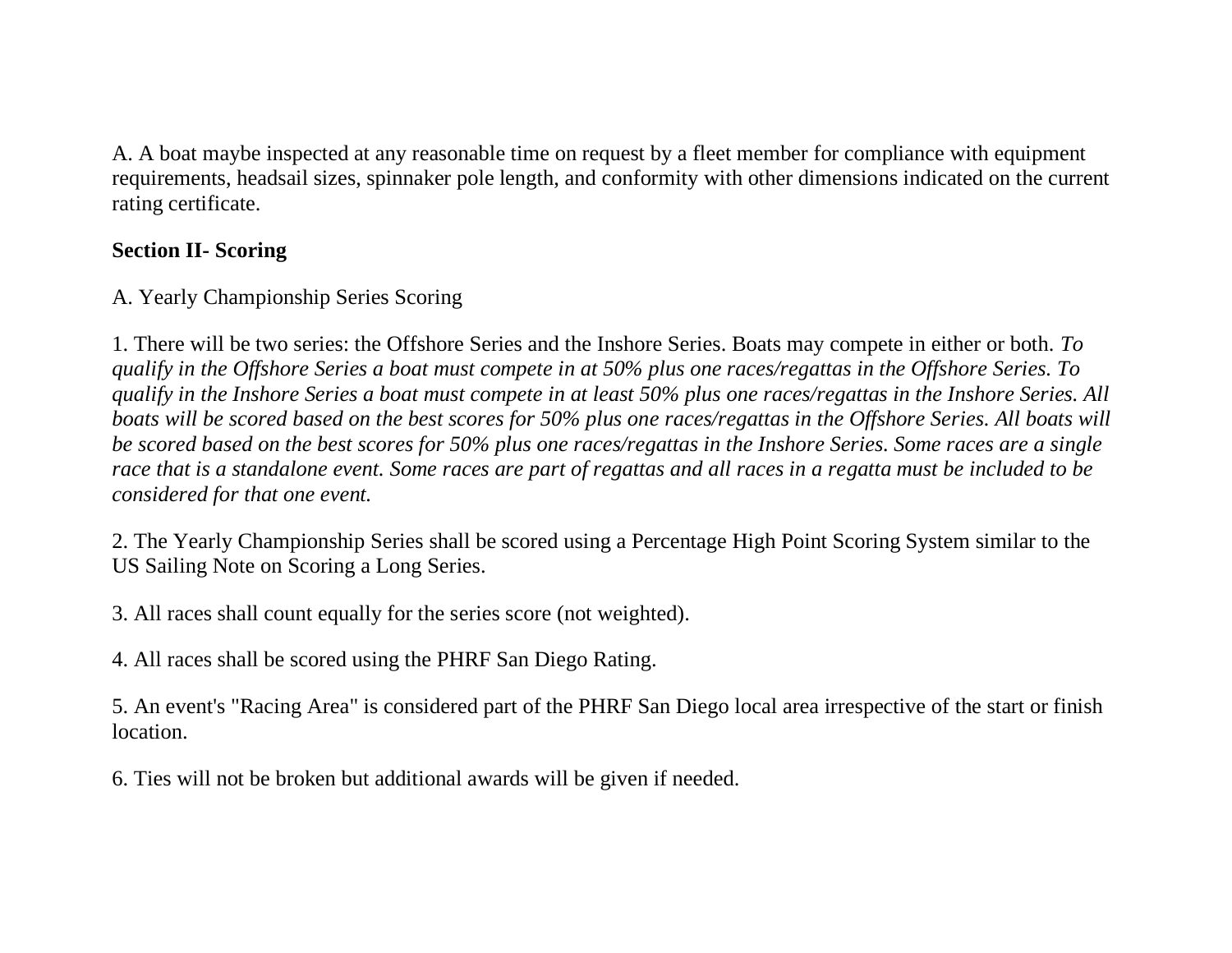A. A boat maybe inspected at any reasonable time on request by a fleet member for compliance with equipment requirements, headsail sizes, spinnaker pole length, and conformity with other dimensions indicated on the current rating certificate.

**Section II- Scoring**

A. Yearly Championship Series Scoring

1. There will be two series: the Offshore Series and the Inshore Series. Boats may compete in either or both. *To qualify in the Offshore Series a boat must compete in at 50% plus one races/regattas in the Offshore Series. To qualify in the Inshore Series a boat must compete in at least 50% plus one races/regattas in the Inshore Series. All boats will be scored based on the best scores for 50% plus one races/regattas in the Offshore Series. All boats will be scored based on the best scores for 50% plus one races/regattas in the Inshore Series. Some races are a single race that is a standalone event. Some races are part of regattas and all races in a regatta must be included to be considered for that one event.*

2. The Yearly Championship Series shall be scored using a Percentage High Point Scoring System similar to the US Sailing Note on Scoring a Long Series.

3. All races shall count equally for the series score (not weighted).

4. All races shall be scored using the PHRF San Diego Rating.

5. An event's "Racing Area" is considered part of the PHRF San Diego local area irrespective of the start or finish location.

6. Ties will not be broken but additional awards will be given if needed.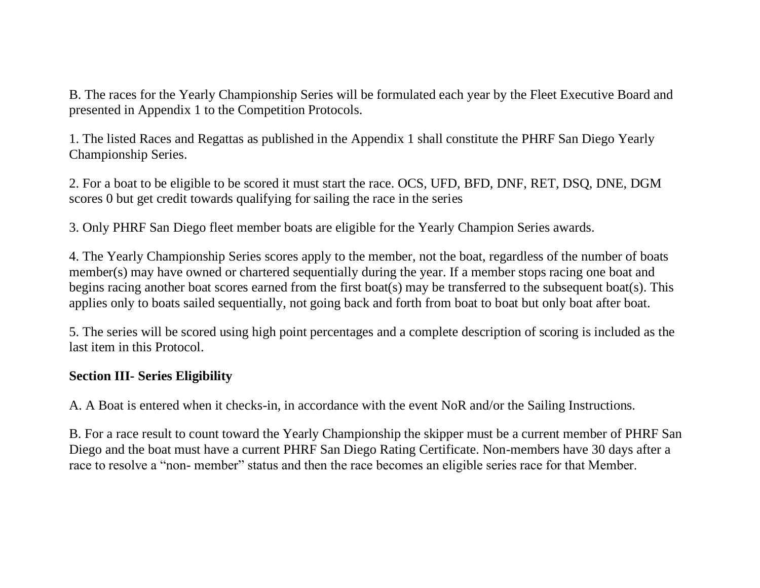B. The races for the Yearly Championship Series will be formulated each year by the Fleet Executive Board and presented in Appendix 1 to the Competition Protocols.

1. The listed Races and Regattas as published in the Appendix 1 shall constitute the PHRF San Diego Yearly Championship Series.

2. For a boat to be eligible to be scored it must start the race. OCS, UFD, BFD, DNF, RET, DSQ, DNE, DGM scores 0 but get credit towards qualifying for sailing the race in the series

3. Only PHRF San Diego fleet member boats are eligible for the Yearly Champion Series awards.

4. The Yearly Championship Series scores apply to the member, not the boat, regardless of the number of boats member(s) may have owned or chartered sequentially during the year. If a member stops racing one boat and begins racing another boat scores earned from the first boat(s) may be transferred to the subsequent boat(s). This applies only to boats sailed sequentially, not going back and forth from boat to boat but only boat after boat.

5. The series will be scored using high point percentages and a complete description of scoring is included as the last item in this Protocol.

**Section III- Series Eligibility**

A. A Boat is entered when it checks-in, in accordance with the event NoR and/or the Sailing Instructions.

B. For a race result to count toward the Yearly Championship the skipper must be a current member of PHRF San Diego and the boat must have a current PHRF San Diego Rating Certificate. Non-members have 30 days after a race to resolve a "non- member" status and then the race becomes an eligible series race for that Member.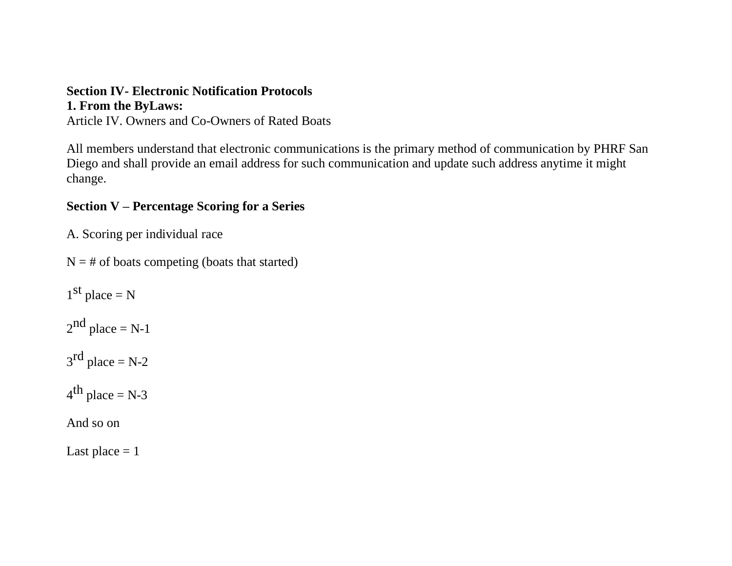**Section IV- Electronic Notification Protocols**

**1. From the ByLaws:**

Article IV. Owners and Co-Owners of Rated Boats

All members understand that electronic communications is the primary method of communication by PHRF San Diego and shall provide an email address for such communication and update such address anytime it might change.

**Section V – Percentage Scoring for a Series**

A. Scoring per individual race

N = # of boats competing (boats that started)

1st place = N

2nd place = N-1

3rd place = N-2

4th place = N-3

And so on

Last place = 1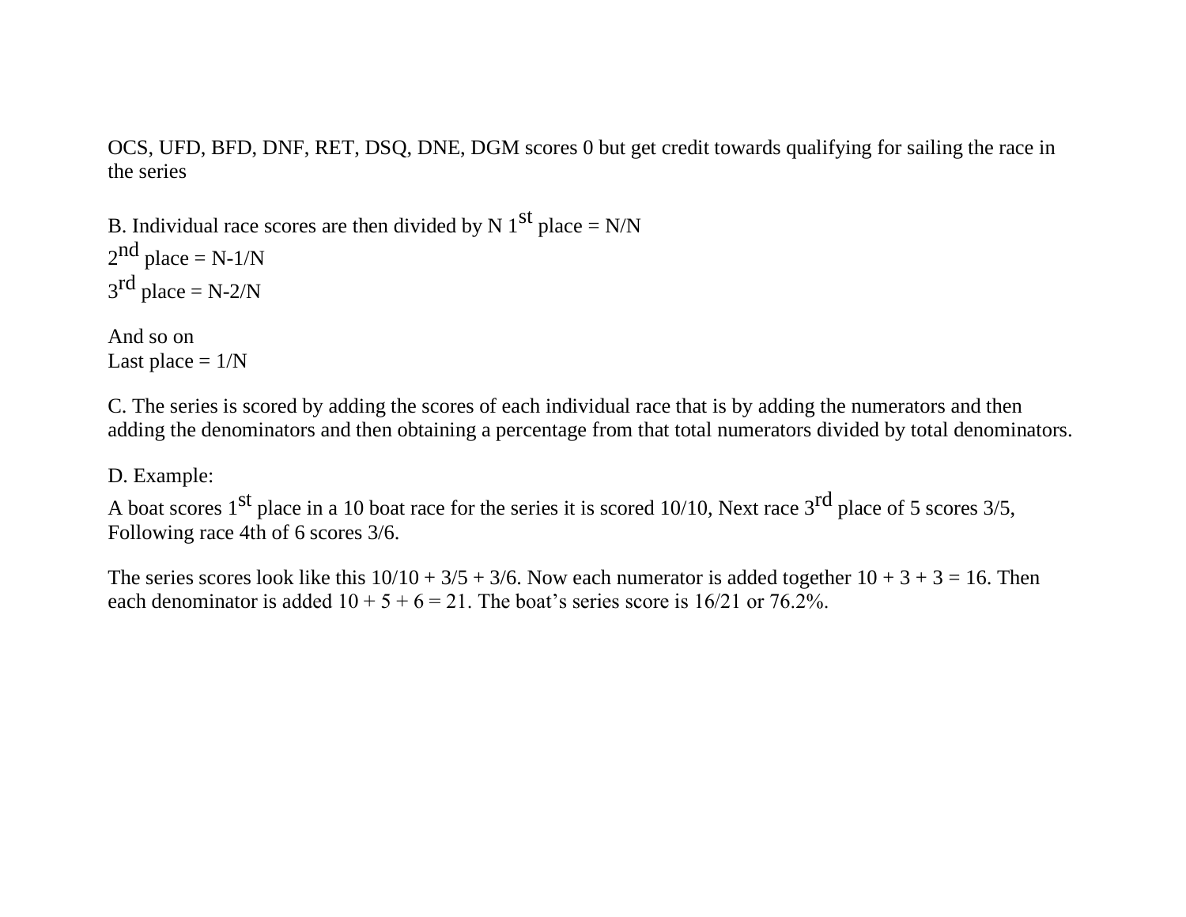OCS, UFD, BFD, DNF, RET, DSQ, DNE, DGM scores 0 but get credit towards qualifying for sailing the race in the series

B. Individual race scores are then divided by N 1st place = N/N
2nd place = N-1/N
3rd place = N-2/N

And so on
Last place = 1/N

C. The series is scored by adding the scores of each individual race that is by adding the numerators and then adding the denominators and then obtaining a percentage from that total numerators divided by total denominators.

D. Example:

A boat scores 1st place in a 10 boat race for the series it is scored 10/10, Next race 3rd place of 5 scores 3/5, Following race 4th of 6 scores 3/6.

The series scores look like this 10/10 + 3/5 + 3/6. Now each numerator is added together 10 + 3 + 3 = 16. Then each denominator is added 10 + 5 + 6 = 21. The boat's series score is 16/21 or 76.2%.